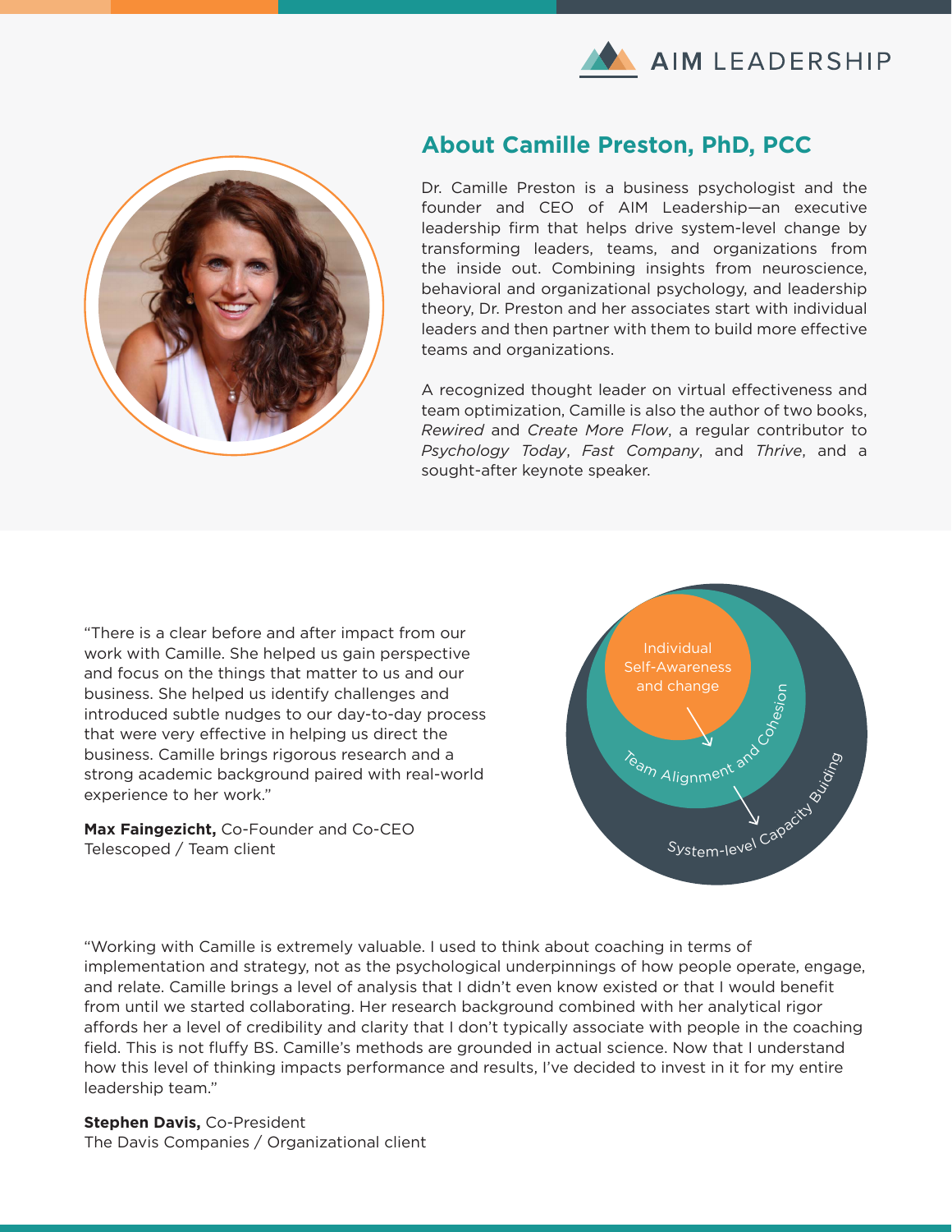AIM LEADERSHIP

## About Camille Preston, PhD, PCC

Dr. Camille Preston is a business psychologist and the founder and CEO of AIM Leadership—an executive leadership firm that helps drive system-level change by transforming leaders, teams, and organizations from the inside out. Combining insights from neuroscience, behavioral and organizational psychology, and leadership theory, Dr. Preston and her associates start with individual leaders and then partner with them to build more effective teams and organizations.

A recognized thought leader on virtual effectiveness and team optimization, Camille is also the author of two books, *Rewired* and *Create More Flow*, a regular contributor to *Psychology Today*, *Fast Company*, and *Thrive*, and a sought-after keynote speaker.

"There is a clear before and after impact from our work with Camille. She helped us gain perspective and focus on the things that matter to us and our business. She helped us identify challenges and introduced subtle nudges to our day-to-day process that were very effective in helping us direct the business. Camille brings rigorous research and a strong academic background paired with real-world experience to her work."

**Max Faingezicht,** Co-Founder and Co-CEO
Telescoped / Team client

Individual Self-Awareness and change

Team Alignment and Cohesion

System-level Capacity Building

"Working with Camille is extremely valuable. I used to think about coaching in terms of implementation and strategy, not as the psychological underpinnings of how people operate, engage, and relate. Camille brings a level of analysis that I didn't even know existed or that I would benefit from until we started collaborating. Her research background combined with her analytical rigor affords her a level of credibility and clarity that I don't typically associate with people in the coaching field. This is not fluffy BS. Camille's methods are grounded in actual science. Now that I understand how this level of thinking impacts performance and results, I've decided to invest in it for my entire leadership team."

**Stephen Davis,** Co-President
The Davis Companies / Organizational client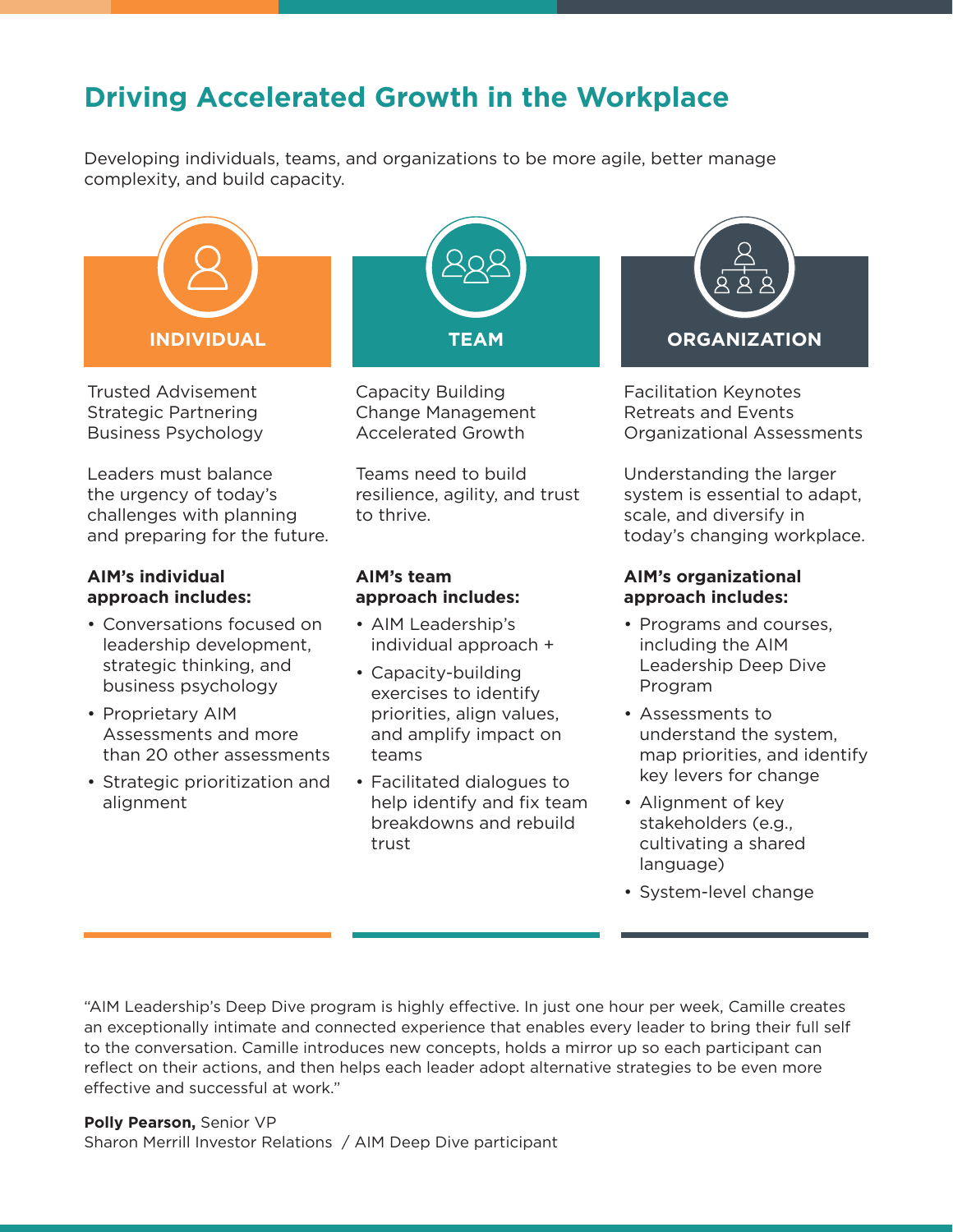# Driving Accelerated Growth in the Workplace

Developing individuals, teams, and organizations to be more agile, better manage complexity, and build capacity.

## INDIVIDUAL

Trusted Advisement
Strategic Partnering
Business Psychology

Leaders must balance the urgency of today's challenges with planning and preparing for the future.

**AIM's individual approach includes:**

- Conversations focused on leadership development, strategic thinking, and business psychology
- Proprietary AIM Assessments and more than 20 other assessments
- Strategic prioritization and alignment

## TEAM

Capacity Building
Change Management
Accelerated Growth

Teams need to build resilience, agility, and trust to thrive.

**AIM's team approach includes:**

- AIM Leadership's individual approach +
- Capacity-building exercises to identify priorities, align values, and amplify impact on teams
- Facilitated dialogues to help identify and fix team breakdowns and rebuild trust

## ORGANIZATION

Facilitation Keynotes
Retreats and Events
Organizational Assessments

Understanding the larger system is essential to adapt, scale, and diversify in today's changing workplace.

**AIM's organizational approach includes:**

- Programs and courses, including the AIM Leadership Deep Dive Program
- Assessments to understand the system, map priorities, and identify key levers for change
- Alignment of key stakeholders (e.g., cultivating a shared language)
- System-level change

"AIM Leadership's Deep Dive program is highly effective. In just one hour per week, Camille creates an exceptionally intimate and connected experience that enables every leader to bring their full self to the conversation. Camille introduces new concepts, holds a mirror up so each participant can reflect on their actions, and then helps each leader adopt alternative strategies to be even more effective and successful at work."

**Polly Pearson,** Senior VP
Sharon Merrill Investor Relations / AIM Deep Dive participant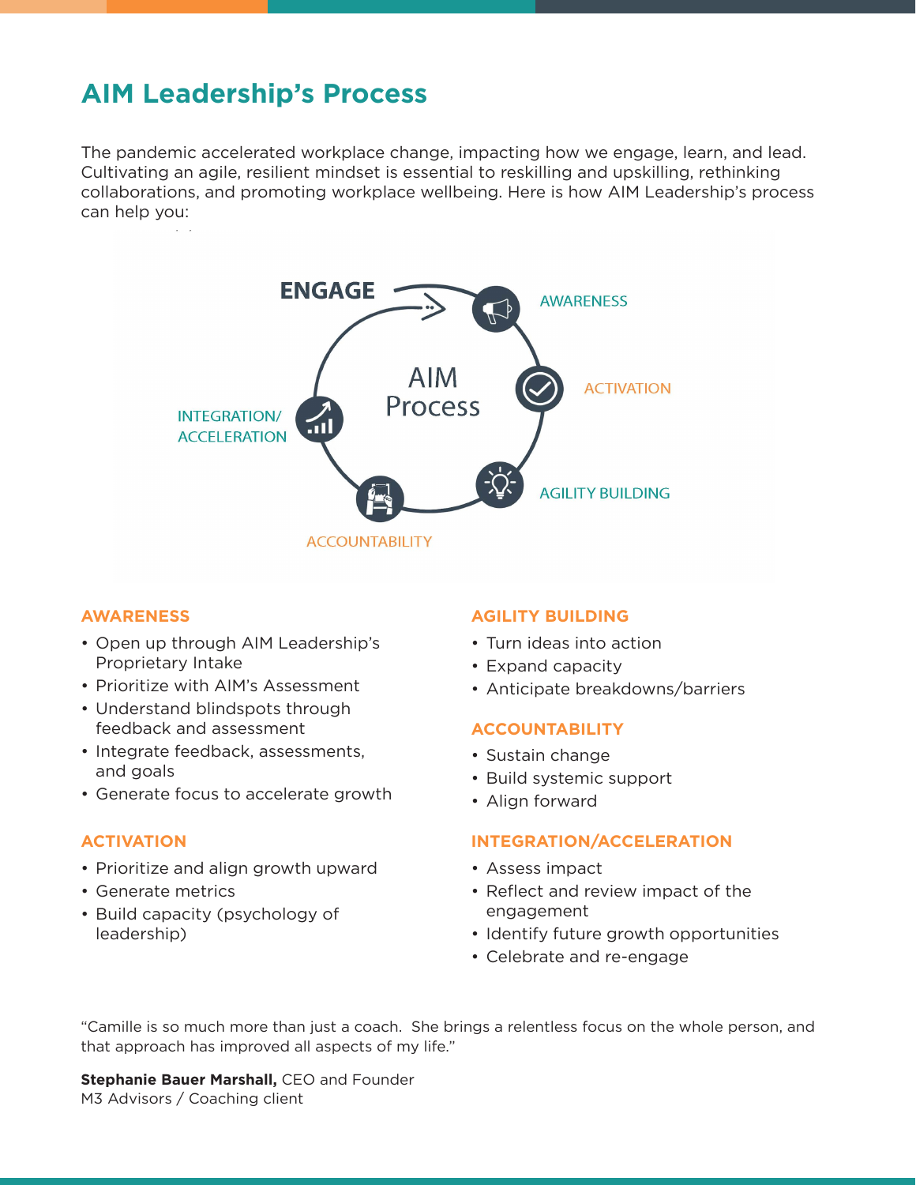## AIM Leadership's Process

The pandemic accelerated workplace change, impacting how we engage, learn, and lead. Cultivating an agile, resilient mindset is essential to reskilling and upskilling, rethinking collaborations, and promoting workplace wellbeing. Here is how AIM Leadership's process can help you:

ENGAGE

AIM Process

AWARENESS

ACTIVATION

AGILITY BUILDING

ACCOUNTABILITY

INTEGRATION/ ACCELERATION

### AWARENESS

- Open up through AIM Leadership's Proprietary Intake
- Prioritize with AIM's Assessment
- Understand blindspots through feedback and assessment
- Integrate feedback, assessments, and goals
- Generate focus to accelerate growth

### ACTIVATION

- Prioritize and align growth upward
- Generate metrics
- Build capacity (psychology of leadership)

### AGILITY BUILDING

- Turn ideas into action
- Expand capacity
- Anticipate breakdowns/barriers

### ACCOUNTABILITY

- Sustain change
- Build systemic support
- Align forward

### INTEGRATION/ACCELERATION

- Assess impact
- Reflect and review impact of the engagement
- Identify future growth opportunities
- Celebrate and re-engage

"Camille is so much more than just a coach. She brings a relentless focus on the whole person, and that approach has improved all aspects of my life."

**Stephanie Bauer Marshall,** CEO and Founder
M3 Advisors / Coaching client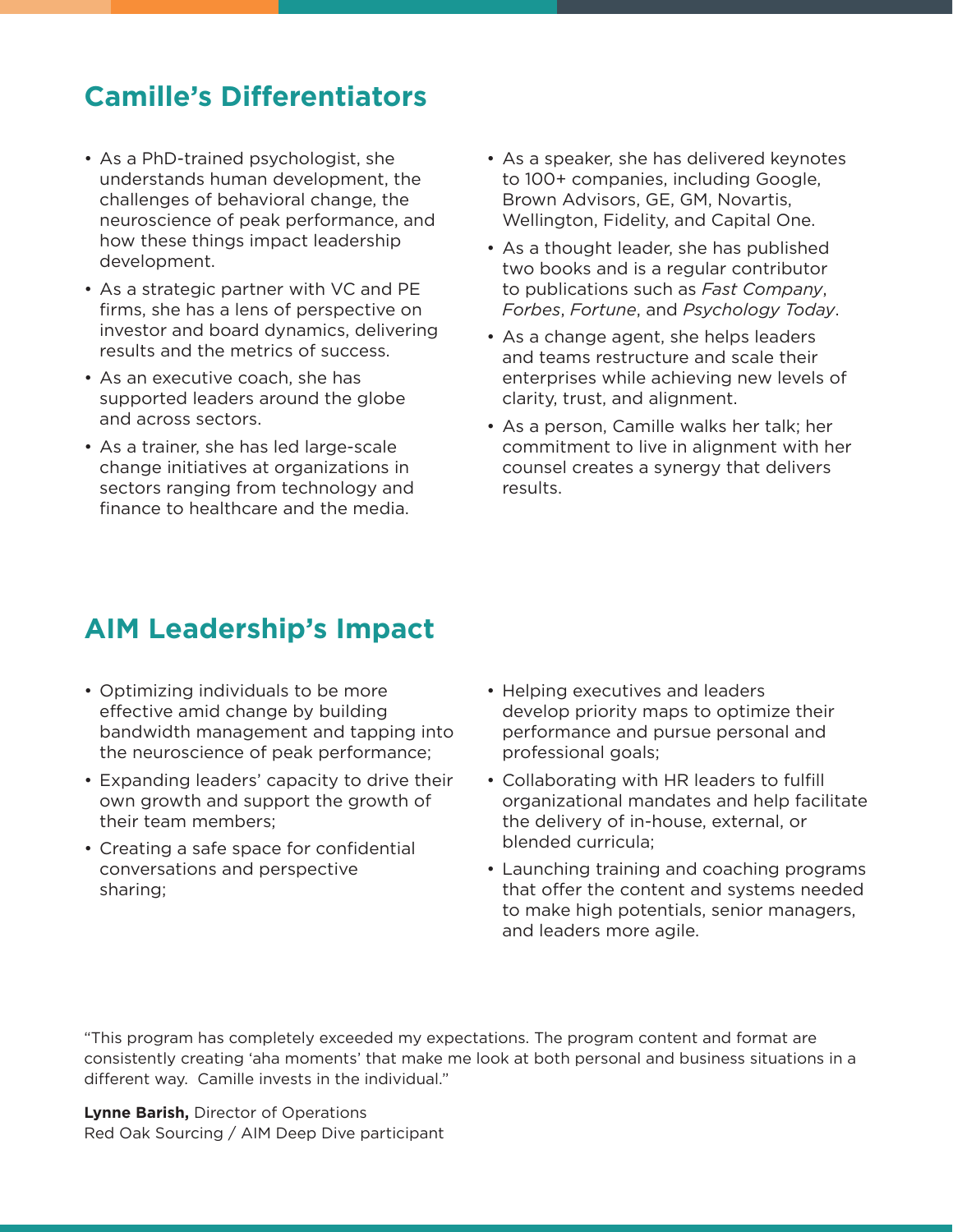## Camille's Differentiators

- As a PhD-trained psychologist, she understands human development, the challenges of behavioral change, the neuroscience of peak performance, and how these things impact leadership development.
- As a strategic partner with VC and PE firms, she has a lens of perspective on investor and board dynamics, delivering results and the metrics of success.
- As an executive coach, she has supported leaders around the globe and across sectors.
- As a trainer, she has led large-scale change initiatives at organizations in sectors ranging from technology and finance to healthcare and the media.
- As a speaker, she has delivered keynotes to 100+ companies, including Google, Brown Advisors, GE, GM, Novartis, Wellington, Fidelity, and Capital One.
- As a thought leader, she has published two books and is a regular contributor to publications such as *Fast Company*, *Forbes*, *Fortune*, and *Psychology Today*.
- As a change agent, she helps leaders and teams restructure and scale their enterprises while achieving new levels of clarity, trust, and alignment.
- As a person, Camille walks her talk; her commitment to live in alignment with her counsel creates a synergy that delivers results.

## AIM Leadership's Impact

- Optimizing individuals to be more effective amid change by building bandwidth management and tapping into the neuroscience of peak performance;
- Expanding leaders' capacity to drive their own growth and support the growth of their team members;
- Creating a safe space for confidential conversations and perspective sharing;
- Helping executives and leaders develop priority maps to optimize their performance and pursue personal and professional goals;
- Collaborating with HR leaders to fulfill organizational mandates and help facilitate the delivery of in-house, external, or blended curricula;
- Launching training and coaching programs that offer the content and systems needed to make high potentials, senior managers, and leaders more agile.

"This program has completely exceeded my expectations. The program content and format are consistently creating 'aha moments' that make me look at both personal and business situations in a different way. Camille invests in the individual."

**Lynne Barish,** Director of Operations
Red Oak Sourcing / AIM Deep Dive participant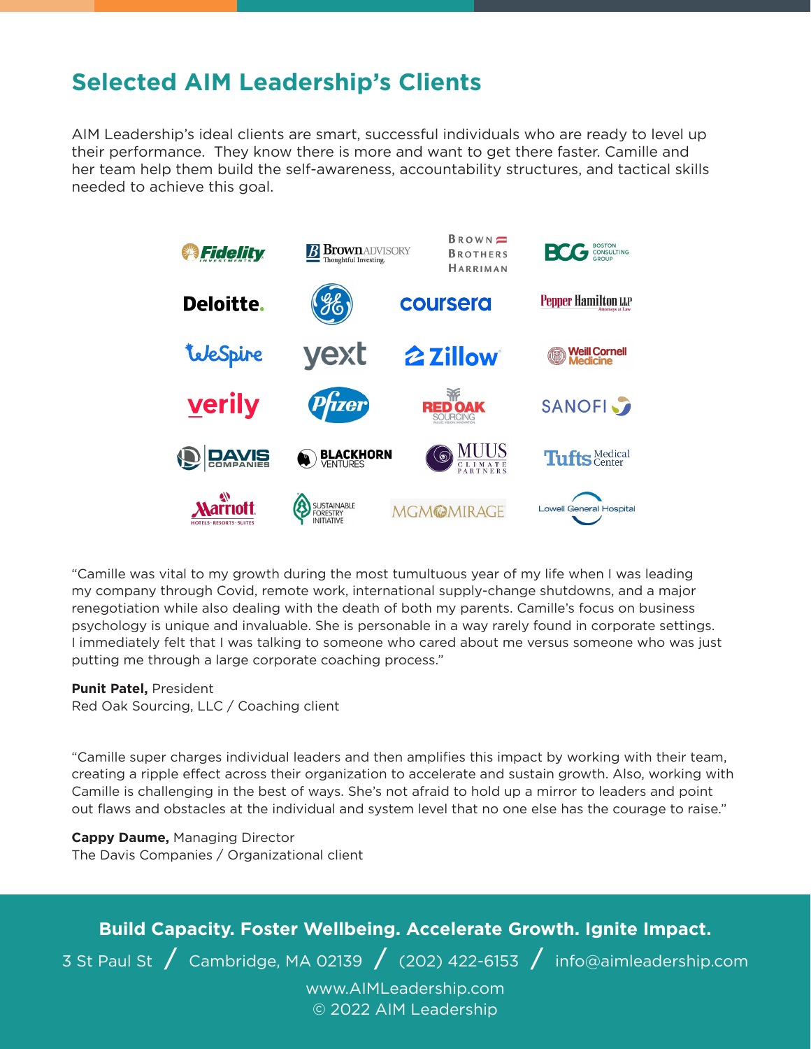## Selected AIM Leadership's Clients

AIM Leadership's ideal clients are smart, successful individuals who are ready to level up their performance. They know there is more and want to get there faster. Camille and her team help them build the self-awareness, accountability structures, and tactical skills needed to achieve this goal.

Fidelity Investments
Brown Advisory
Brown Brothers Harriman
BCG Boston Consulting Group
Deloitte.
GE
coursera
Pepper Hamilton LLP
WeSpire
yext
Zillow
Weill Cornell Medicine
verily
Pfizer
Red Oak Sourcing
SANOFI
Davis Companies
Blackhorn Ventures
MUUS Climate Partners
Tufts Medical Center
Marriott Hotels · Resorts · Suites
Sustainable Forestry Initiative
MGM Mirage
Lowell General Hospital

"Camille was vital to my growth during the most tumultuous year of my life when I was leading my company through Covid, remote work, international supply-change shutdowns, and a major renegotiation while also dealing with the death of both my parents. Camille's focus on business psychology is unique and invaluable. She is personable in a way rarely found in corporate settings. I immediately felt that I was talking to someone who cared about me versus someone who was just putting me through a large corporate coaching process."

**Punit Patel,** President
Red Oak Sourcing, LLC / Coaching client

"Camille super charges individual leaders and then amplifies this impact by working with their team, creating a ripple effect across their organization to accelerate and sustain growth. Also, working with Camille is challenging in the best of ways. She's not afraid to hold up a mirror to leaders and point out flaws and obstacles at the individual and system level that no one else has the courage to raise."

**Cappy Daume,** Managing Director
The Davis Companies / Organizational client

**Build Capacity. Foster Wellbeing. Accelerate Growth. Ignite Impact.**

3 St Paul St / Cambridge, MA 02139 / (202) 422-6153 / info@aimleadership.com

www.AIMLeadership.com
© 2022 AIM Leadership